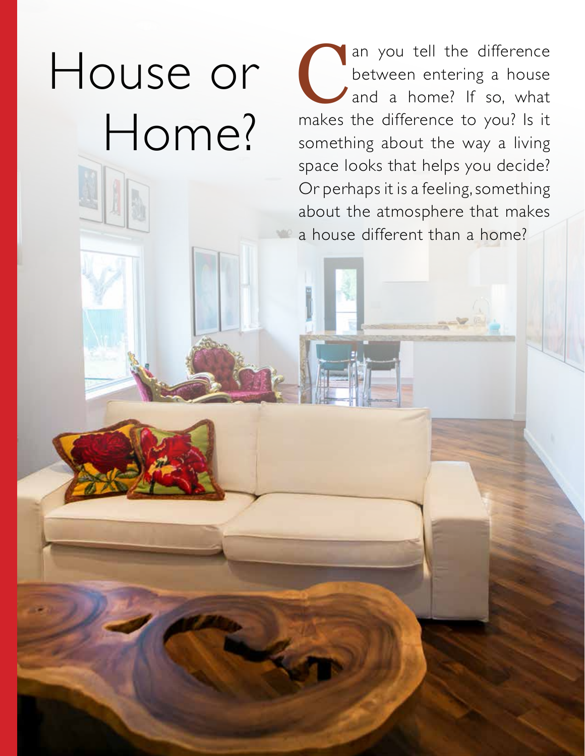# House or Home?

Can you tell the difference between entering a house and a home? If so, what makes the difference to you? Is it something about the way a living space looks that helps you decide? Or perhaps it is a feeling, something about the atmosphere that makes a house different than a home?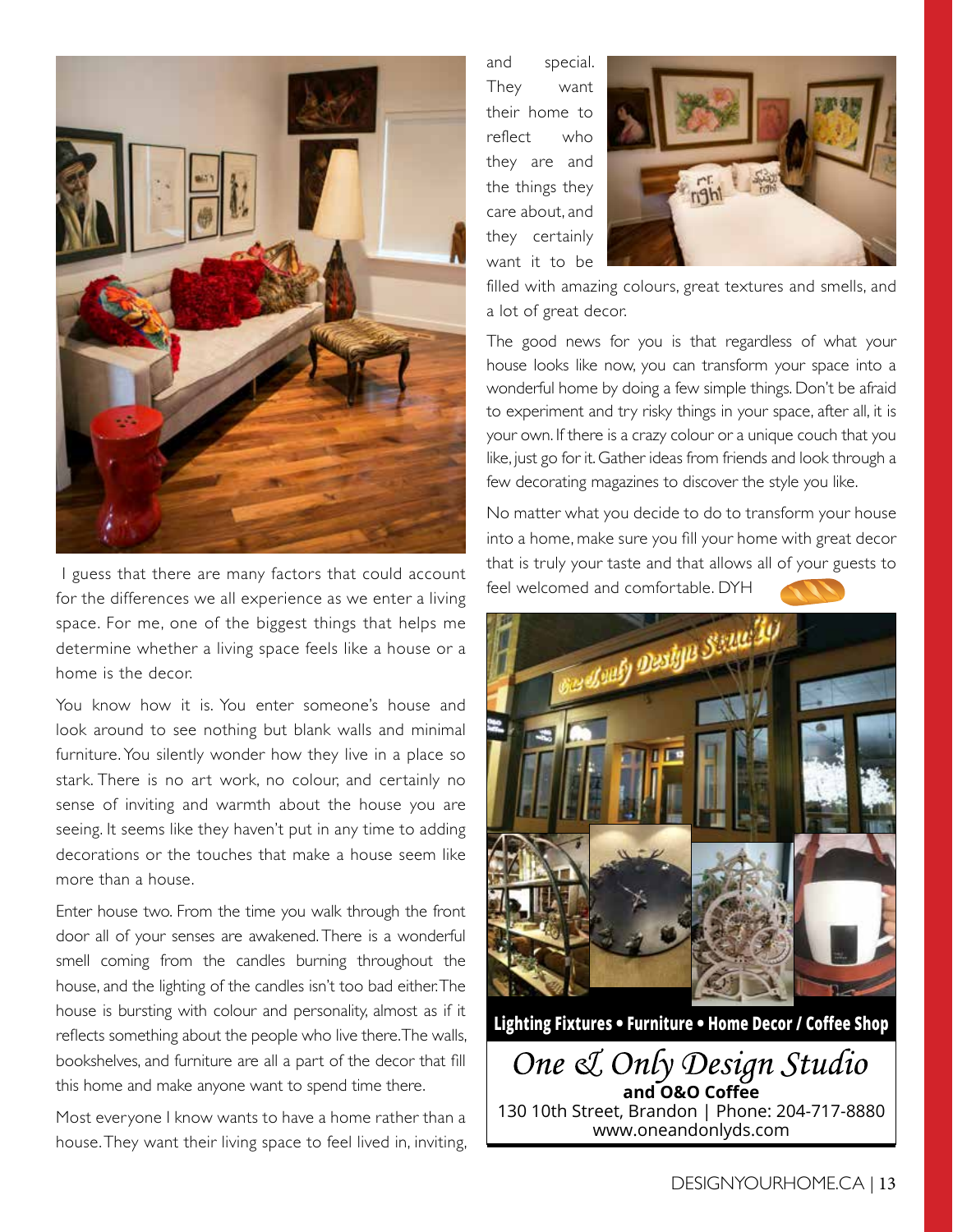I guess that there are many factors that could account for the differences we all experience as we enter a living space. For me, one of the biggest things that helps me determine whether a living space feels like a house or a home is the decor.

You know how it is. You enter someone's house and look around to see nothing but blank walls and minimal furniture. You silently wonder how they live in a place so stark. There is no art work, no colour, and certainly no sense of inviting and warmth about the house you are seeing. It seems like they haven't put in any time to adding decorations or the touches that make a house seem like more than a house.

Enter house two. From the time you walk through the front door all of your senses are awakened. There is a wonderful smell coming from the candles burning throughout the house, and the lighting of the candles isn't too bad either. The house is bursting with colour and personality, almost as if it reflects something about the people who live there. The walls, bookshelves, and furniture are all a part of the decor that fill this home and make anyone want to spend time there.

Most everyone I know wants to have a home rather than a house. They want their living space to feel lived in, inviting, and special. They want their home to reflect who they are and the things they care about, and they certainly want it to be filled with amazing colours, great textures and smells, and a lot of great decor.

The good news for you is that regardless of what your house looks like now, you can transform your space into a wonderful home by doing a few simple things. Don't be afraid to experiment and try risky things in your space, after all, it is your own. If there is a crazy colour or a unique couch that you like, just go for it. Gather ideas from friends and look through a few decorating magazines to discover the style you like.

No matter what you decide to do to transform your house into a home, make sure you fill your home with great decor that is truly your taste and that allows all of your guests to feel welcomed and comfortable. DYH

**Lighting Fixtures • Furniture • Home Decor / Coffee Shop**

*One & Only Design Studio*

**and O&O Coffee**

130 10th Street, Brandon | Phone: 204-717-8880

www.oneandonlyds.com